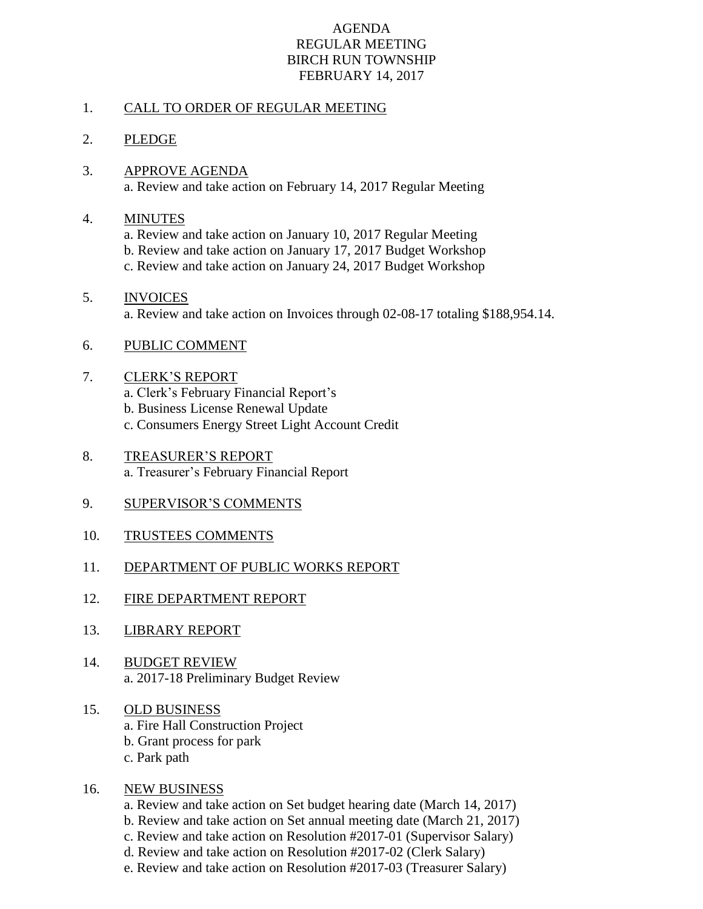# AGENDA
# REGULAR MEETING
# BIRCH RUN TOWNSHIP
# FEBRUARY 14, 2017

1. CALL TO ORDER OF REGULAR MEETING

2. PLEDGE

3. APPROVE AGENDA
   a. Review and take action on February 14, 2017 Regular Meeting

4. MINUTES
   a. Review and take action on January 10, 2017 Regular Meeting
   b. Review and take action on January 17, 2017 Budget Workshop
   c. Review and take action on January 24, 2017 Budget Workshop

5. INVOICES
   a. Review and take action on Invoices through 02-08-17 totaling $188,954.14.

6. PUBLIC COMMENT

7. CLERK'S REPORT
   a. Clerk's February Financial Report's
   b. Business License Renewal Update
   c. Consumers Energy Street Light Account Credit

8. TREASURER'S REPORT
   a. Treasurer's February Financial Report

9. SUPERVISOR'S COMMENTS

10. TRUSTEES COMMENTS

11. DEPARTMENT OF PUBLIC WORKS REPORT

12. FIRE DEPARTMENT REPORT

13. LIBRARY REPORT

14. BUDGET REVIEW
    a. 2017-18 Preliminary Budget Review

15. OLD BUSINESS
    a. Fire Hall Construction Project
    b. Grant process for park
    c. Park path

16. NEW BUSINESS
    a. Review and take action on Set budget hearing date (March 14, 2017)
    b. Review and take action on Set annual meeting date (March 21, 2017)
    c. Review and take action on Resolution #2017-01 (Supervisor Salary)
    d. Review and take action on Resolution #2017-02 (Clerk Salary)
    e. Review and take action on Resolution #2017-03 (Treasurer Salary)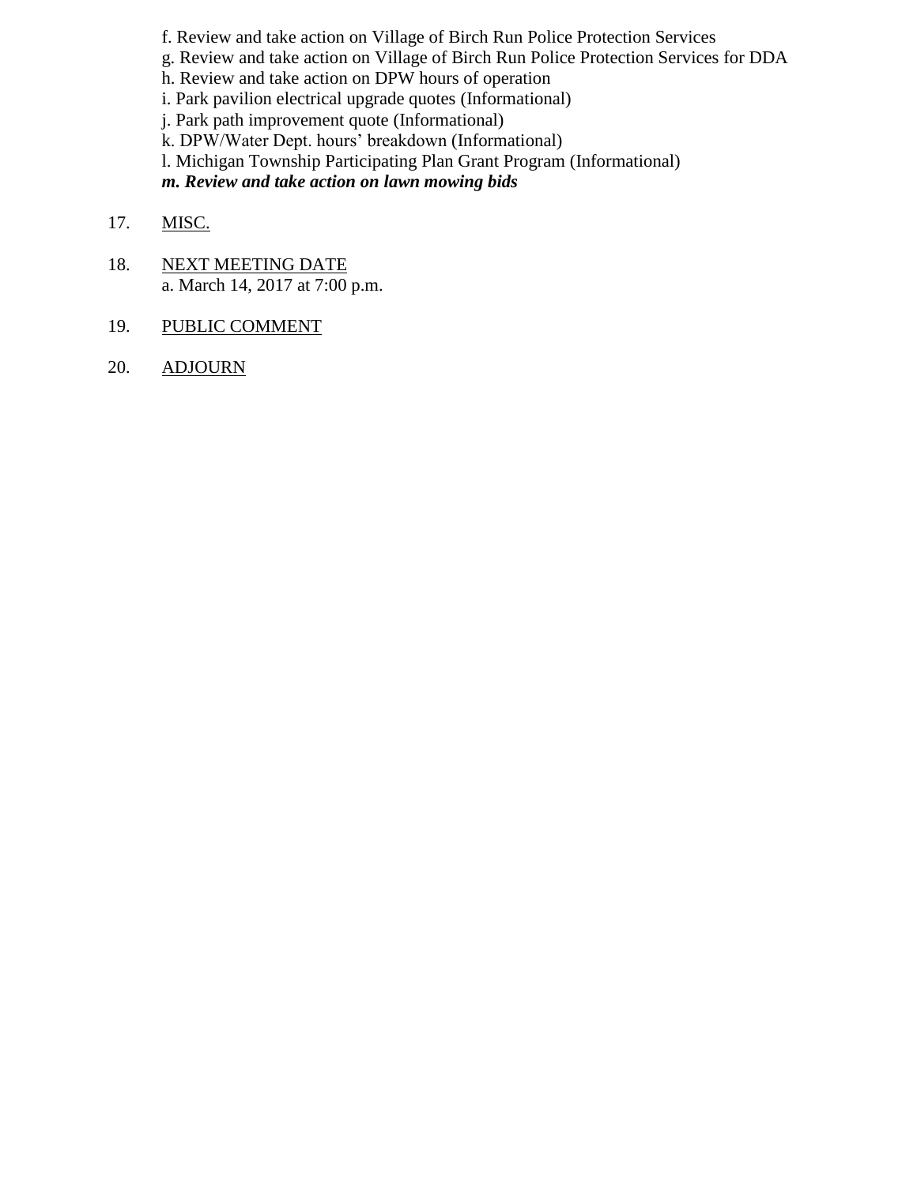f. Review and take action on Village of Birch Run Police Protection Services
g. Review and take action on Village of Birch Run Police Protection Services for DDA
h. Review and take action on DPW hours of operation
i. Park pavilion electrical upgrade quotes (Informational)
j. Park path improvement quote (Informational)
k. DPW/Water Dept. hours' breakdown (Informational)
l. Michigan Township Participating Plan Grant Program (Informational)
***m. Review and take action on lawn mowing bids***

17. MISC.

18. NEXT MEETING DATE
    a. March 14, 2017 at 7:00 p.m.

19. PUBLIC COMMENT

20. ADJOURN